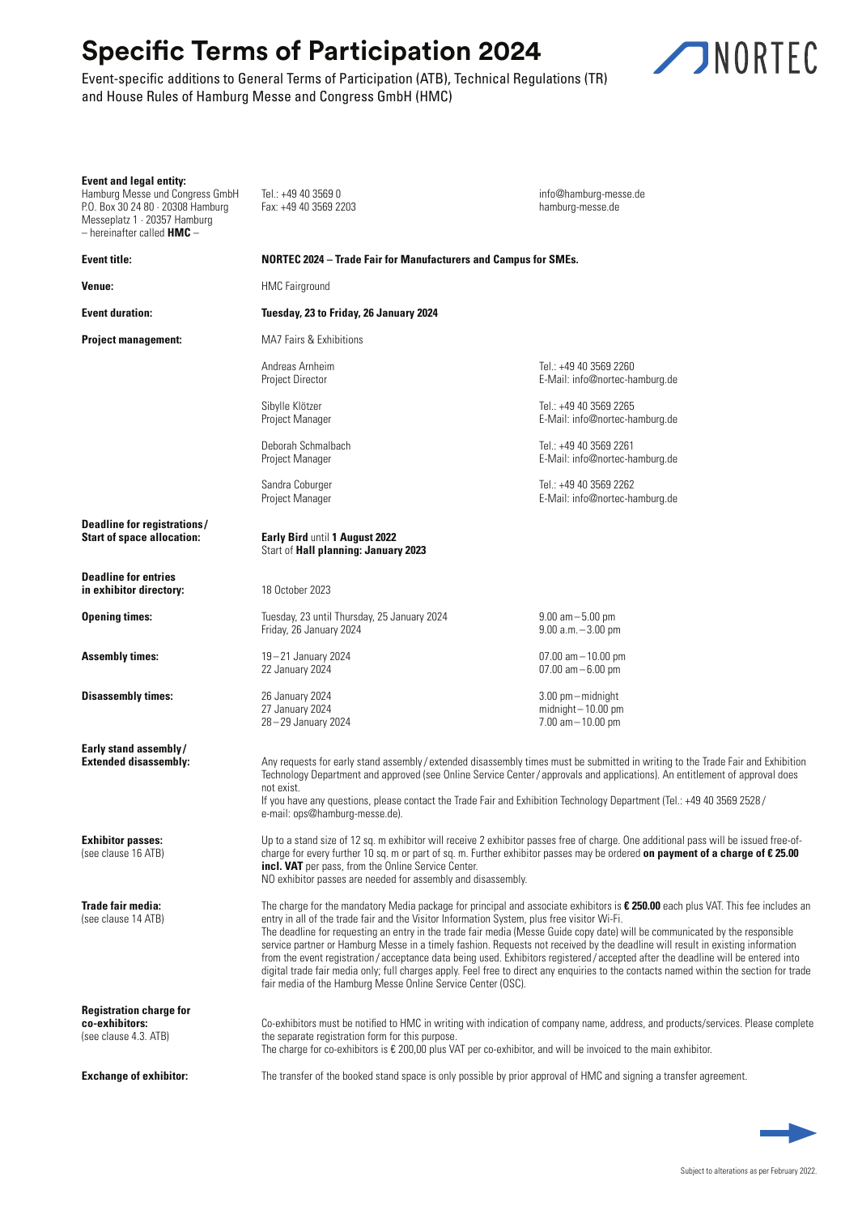# Specific Terms of Participation 2024

Event-specific additions to General Terms of Participation (ATB), Technical Regulations (TR) and House Rules of Hamburg Messe and Congress GmbH (HMC)

NORTEC

**Event and legal entity:**
Hamburg Messe und Congress GmbH
P.O. Box 30 24 80 · 20308 Hamburg
Messeplatz 1 · 20357 Hamburg
– hereinafter called **HMC** –

Tel.: +49 40 3569 0
Fax: +49 40 3569 2203

info@hamburg-messe.de
hamburg-messe.de

**Event title:** **NORTEC 2024 – Trade Fair for Manufacturers and Campus for SMEs.**

**Venue:** HMC Fairground

**Event duration:** **Tuesday, 23 to Friday, 26 January 2024**

**Project management:** MA7 Fairs & Exhibitions

| Name | Contact |
|---|---|
| Andreas Arnheim<br>Project Director | Tel.: +49 40 3569 2260<br>E-Mail: info@nortec-hamburg.de |
| Sibylle Klötzer<br>Project Manager | Tel.: +49 40 3569 2265<br>E-Mail: info@nortec-hamburg.de |
| Deborah Schmalbach<br>Project Manager | Tel.: +49 40 3569 2261<br>E-Mail: info@nortec-hamburg.de |
| Sandra Coburger<br>Project Manager | Tel.: +49 40 3569 2262<br>E-Mail: info@nortec-hamburg.de |

**Deadline for registrations / Start of space allocation:**
**Early Bird** until **1 August 2022**
Start of **Hall planning: January 2023**

**Deadline for entries in exhibitor directory:** 18 October 2023

**Opening times:**

| | |
|---|---|
| Tuesday, 23 until Thursday, 25 January 2024 | 9.00 am – 5.00 pm |
| Friday, 26 January 2024 | 9.00 a.m. – 3.00 pm |

**Assembly times:**

| | |
|---|---|
| 19 – 21 January 2024 | 07.00 am – 10.00 pm |
| 22 January 2024 | 07.00 am – 6.00 pm |

**Disassembly times:**

| | |
|---|---|
| 26 January 2024 | 3.00 pm – midnight |
| 27 January 2024 | midnight – 10.00 pm |
| 28 – 29 January 2024 | 7.00 am – 10.00 pm |

**Early stand assembly / Extended disassembly:**
Any requests for early stand assembly / extended disassembly times must be submitted in writing to the Trade Fair and Exhibition Technology Department and approved (see Online Service Center / approvals and applications). An entitlement of approval does not exist.
If you have any questions, please contact the Trade Fair and Exhibition Technology Department (Tel.: +49 40 3569 2528 / e-mail: ops@hamburg-messe.de).

**Exhibitor passes:** (see clause 16 ATB)
Up to a stand size of 12 sq. m exhibitor will receive 2 exhibitor passes free of charge. One additional pass will be issued free-of-charge for every further 10 sq. m or part of sq. m. Further exhibitor passes may be ordered **on payment of a charge of € 25.00 incl. VAT** per pass, from the Online Service Center.
NO exhibitor passes are needed for assembly and disassembly.

**Trade fair media:** (see clause 14 ATB)
The charge for the mandatory Media package for principal and associate exhibitors is **€ 250.00** each plus VAT. This fee includes an entry in all of the trade fair and the Visitor Information System, plus free visitor Wi-Fi.
The deadline for requesting an entry in the trade fair media (Messe Guide copy date) will be communicated by the responsible service partner or Hamburg Messe in a timely fashion. Requests not received by the deadline will result in existing information from the event registration / acceptance data being used. Exhibitors registered / accepted after the deadline will be entered into digital trade fair media only; full charges apply. Feel free to direct any enquiries to the contacts named within the section for trade fair media of the Hamburg Messe Online Service Center (OSC).

**Registration charge for co-exhibitors:** (see clause 4.3. ATB)
Co-exhibitors must be notified to HMC in writing with indication of company name, address, and products/services. Please complete the separate registration form for this purpose.
The charge for co-exhibitors is € 200,00 plus VAT per co-exhibitor, and will be invoiced to the main exhibitor.

**Exchange of exhibitor:**
The transfer of the booked stand space is only possible by prior approval of HMC and signing a transfer agreement.

Subject to alterations as per February 2022.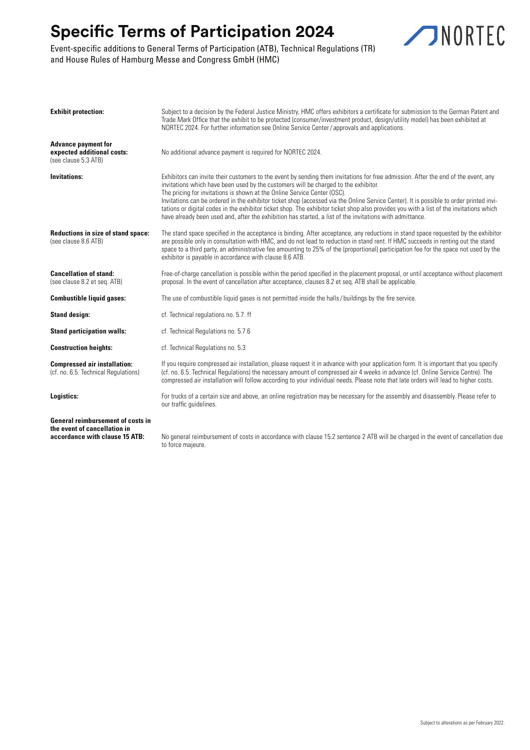# Specific Terms of Participation 2024

Event-specific additions to General Terms of Participation (ATB), Technical Regulations (TR) and House Rules of Hamburg Messe and Congress GmbH (HMC)

NORTEC

| | |
|---|---|
| **Exhibit protection:** | Subject to a decision by the Federal Justice Ministry, HMC offers exhibitors a certificate for submission to the German Patent and Trade Mark Office that the exhibit to be protected (consumer/investment product, design/utility model) has been exhibited at NORTEC 2024. For further information see Online Service Center / approvals and applications. |
| **Advance payment for expected additional costs:** (see clause 5.3 ATB) | No additional advance payment is required for NORTEC 2024. |
| **Invitations:** | Exhibitors can invite their customers to the event by sending them invitations for free admission. After the end of the event, any invitations which have been used by the customers will be charged to the exhibitor. The pricing for invitations is shown at the Online Service Center (OSC). Invitations can be ordered in the exhibitor ticket shop (accessed via the Online Service Center). It is possible to order printed invitations or digital codes in the exhibitor ticket shop. The exhibitor ticket shop also provides you with a list of the invitations which have already been used and, after the exhibition has started, a list of the invitations with admittance. |
| **Reductions in size of stand space:** (see clause 8.6 ATB) | The stand space specified in the acceptance is binding. After acceptance, any reductions in stand space requested by the exhibitor are possible only in consultation with HMC, and do not lead to reduction in stand rent. If HMC succeeds in renting out the stand space to a third party, an administrative fee amounting to 25% of the (proportional) participation fee for the space not used by the exhibitor is payable in accordance with clause 8.6 ATB. |
| **Cancellation of stand:** (see clause 8.2 et seq. ATB) | Free-of-charge cancellation is possible within the period specified in the placement proposal, or until acceptance without placement proposal. In the event of cancellation after acceptance, clauses 8.2 et seq. ATB shall be applicable. |
| **Combustible liquid gases:** | The use of combustible liquid gases is not permitted inside the halls / buildings by the fire service. |
| **Stand design:** | cf. Technical regulations no. 5.7. ff |
| **Stand participation walls:** | cf. Technical Regulations no. 5.7.6 |
| **Construction heights:** | cf. Technical Regulations no. 5.3 |
| **Compressed air installation:** (cf. no. 6.5. Technical Regulations) | If you require compressed air installation, please request it in advance with your application form. It is important that you specify (cf. no. 6.5. Technical Regulations) the necessary amount of compressed air 4 weeks in advance (cf. Online Service Centre). The compressed air installation will follow according to your individual needs. Please note that late orders will lead to higher costs. |
| **Logistics:** | For trucks of a certain size and above, an online registration may be necessary for the assembly and disassembly. Please refer to our traffic guidelines. |
| **General reimbursement of costs in the event of cancellation in accordance with clause 15 ATB:** | No general reimbursement of costs in accordance with clause 15.2 sentence 2 ATB will be charged in the event of cancellation due to force majeure. |

Subject to alterations as per February 2022.